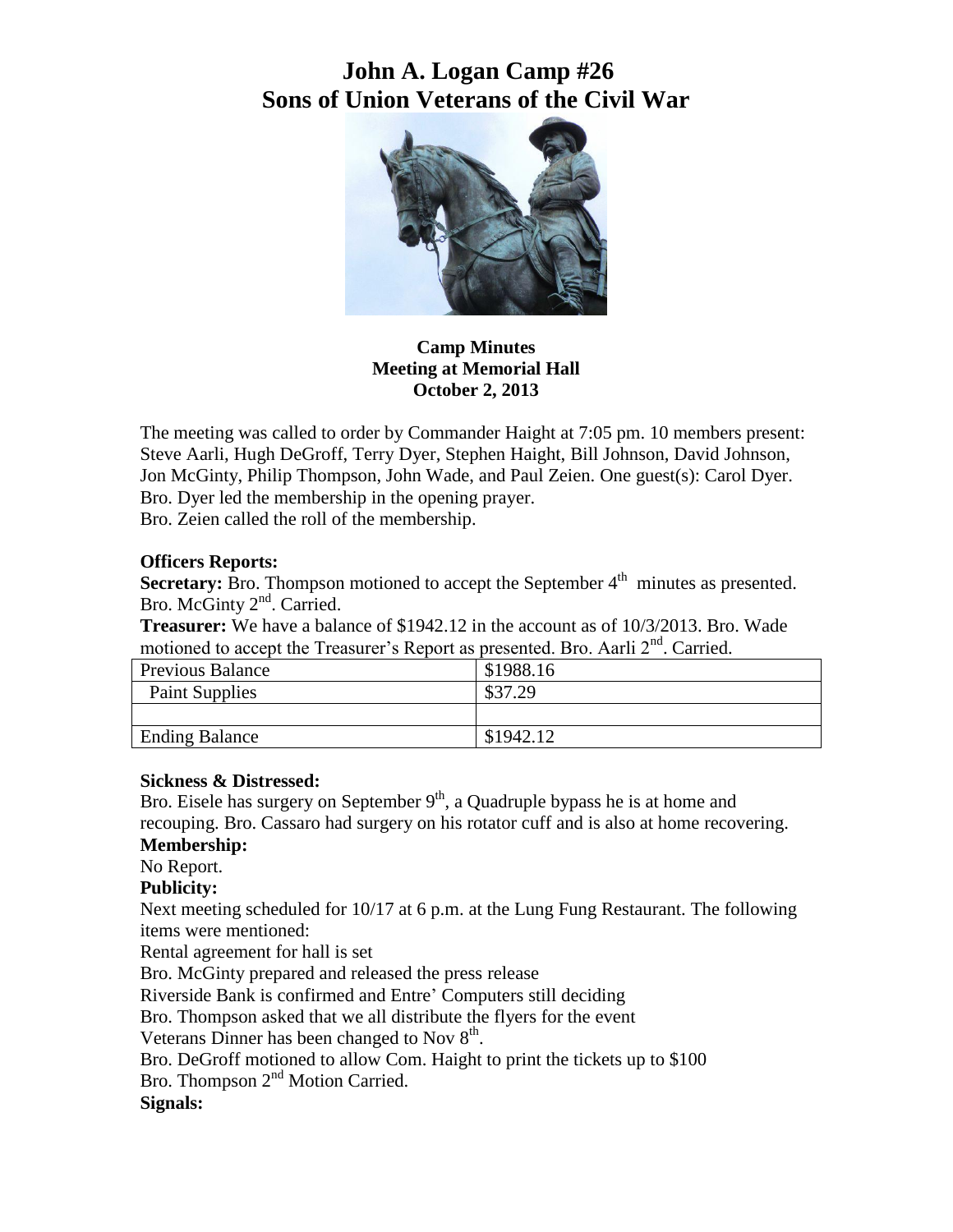# John A. Logan Camp #26
# Sons of Union Veterans of the Civil War

**Camp Minutes**
**Meeting at Memorial Hall**
**October 2, 2013**

The meeting was called to order by Commander Haight at 7:05 pm. 10 members present: Steve Aarli, Hugh DeGroff, Terry Dyer, Stephen Haight, Bill Johnson, David Johnson, Jon McGinty, Philip Thompson, John Wade, and Paul Zeien. One guest(s): Carol Dyer.
Bro. Dyer led the membership in the opening prayer.
Bro. Zeien called the roll of the membership.

**Officers Reports:**

**Secretary:** Bro. Thompson motioned to accept the September 4th minutes as presented. Bro. McGinty 2nd. Carried.

**Treasurer:** We have a balance of $1942.12 in the account as of 10/3/2013. Bro. Wade motioned to accept the Treasurer's Report as presented. Bro. Aarli 2nd. Carried.

| | |
|---|---|
| Previous Balance | $1988.16 |
| Paint Supplies | $37.29 |
| | |
| Ending Balance | $1942.12 |

**Sickness & Distressed:**
Bro. Eisele has surgery on September 9th, a Quadruple bypass he is at home and recouping. Bro. Cassaro had surgery on his rotator cuff and is also at home recovering.

**Membership:**
No Report.

**Publicity:**
Next meeting scheduled for 10/17 at 6 p.m. at the Lung Fung Restaurant. The following items were mentioned:
Rental agreement for hall is set
Bro. McGinty prepared and released the press release
Riverside Bank is confirmed and Entre' Computers still deciding
Bro. Thompson asked that we all distribute the flyers for the event
Veterans Dinner has been changed to Nov 8th.
Bro. DeGroff motioned to allow Com. Haight to print the tickets up to $100
Bro. Thompson 2nd Motion Carried.

**Signals:**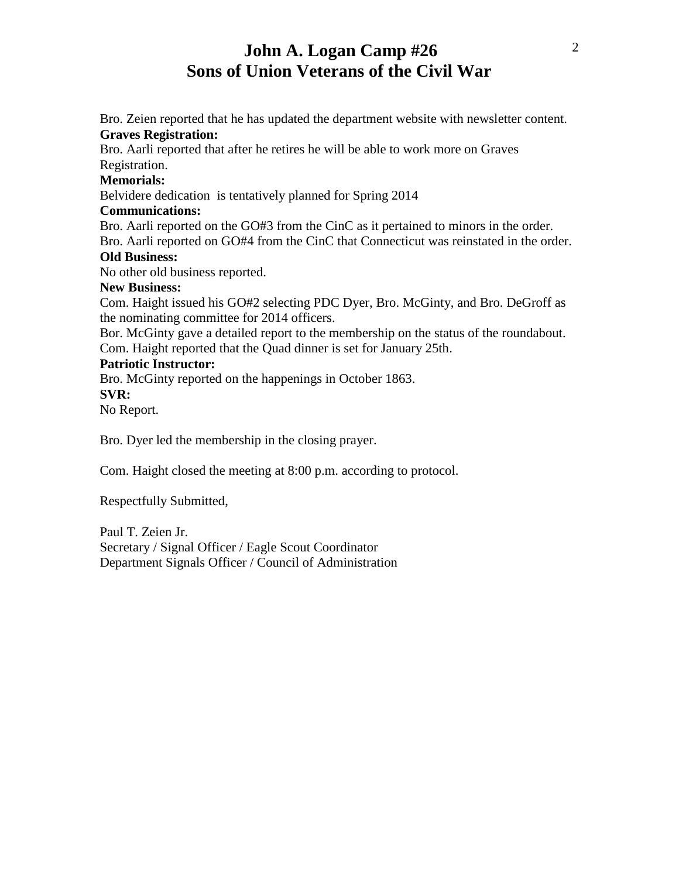Bro. Zeien reported that he has updated the department website with newsletter content.

**Graves Registration:**

Bro. Aarli reported that after he retires he will be able to work more on Graves Registration.

**Memorials:**

Belvidere dedication is tentatively planned for Spring 2014

**Communications:**

Bro. Aarli reported on the GO#3 from the CinC as it pertained to minors in the order.
Bro. Aarli reported on GO#4 from the CinC that Connecticut was reinstated in the order.

**Old Business:**

No other old business reported.

**New Business:**

Com. Haight issued his GO#2 selecting PDC Dyer, Bro. McGinty, and Bro. DeGroff as the nominating committee for 2014 officers.
Bor. McGinty gave a detailed report to the membership on the status of the roundabout.
Com. Haight reported that the Quad dinner is set for January 25th.

**Patriotic Instructor:**

Bro. McGinty reported on the happenings in October 1863.

**SVR:**

No Report.

Bro. Dyer led the membership in the closing prayer.

Com. Haight closed the meeting at 8:00 p.m. according to protocol.

Respectfully Submitted,

Paul T. Zeien Jr.
Secretary / Signal Officer / Eagle Scout Coordinator
Department Signals Officer / Council of Administration